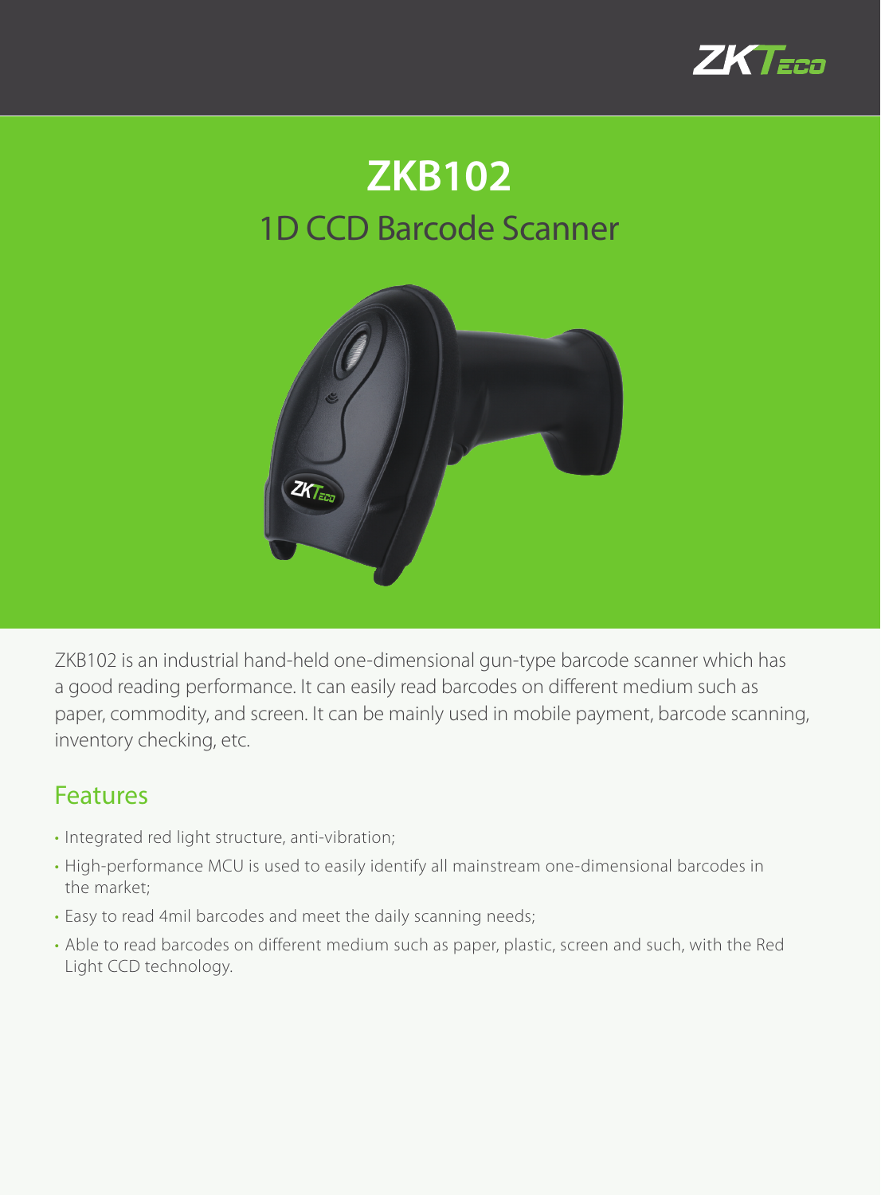# ZKB102

## 1D CCD Barcode Scanner

ZKB102 is an industrial hand-held one-dimensional gun-type barcode scanner which has a good reading performance. It can easily read barcodes on different medium such as paper, commodity, and screen. It can be mainly used in mobile payment, barcode scanning, inventory checking, etc.

## Features

- Integrated red light structure, anti-vibration;
- High-performance MCU is used to easily identify all mainstream one-dimensional barcodes in the market;
- Easy to read 4mil barcodes and meet the daily scanning needs;
- Able to read barcodes on different medium such as paper, plastic, screen and such, with the Red Light CCD technology.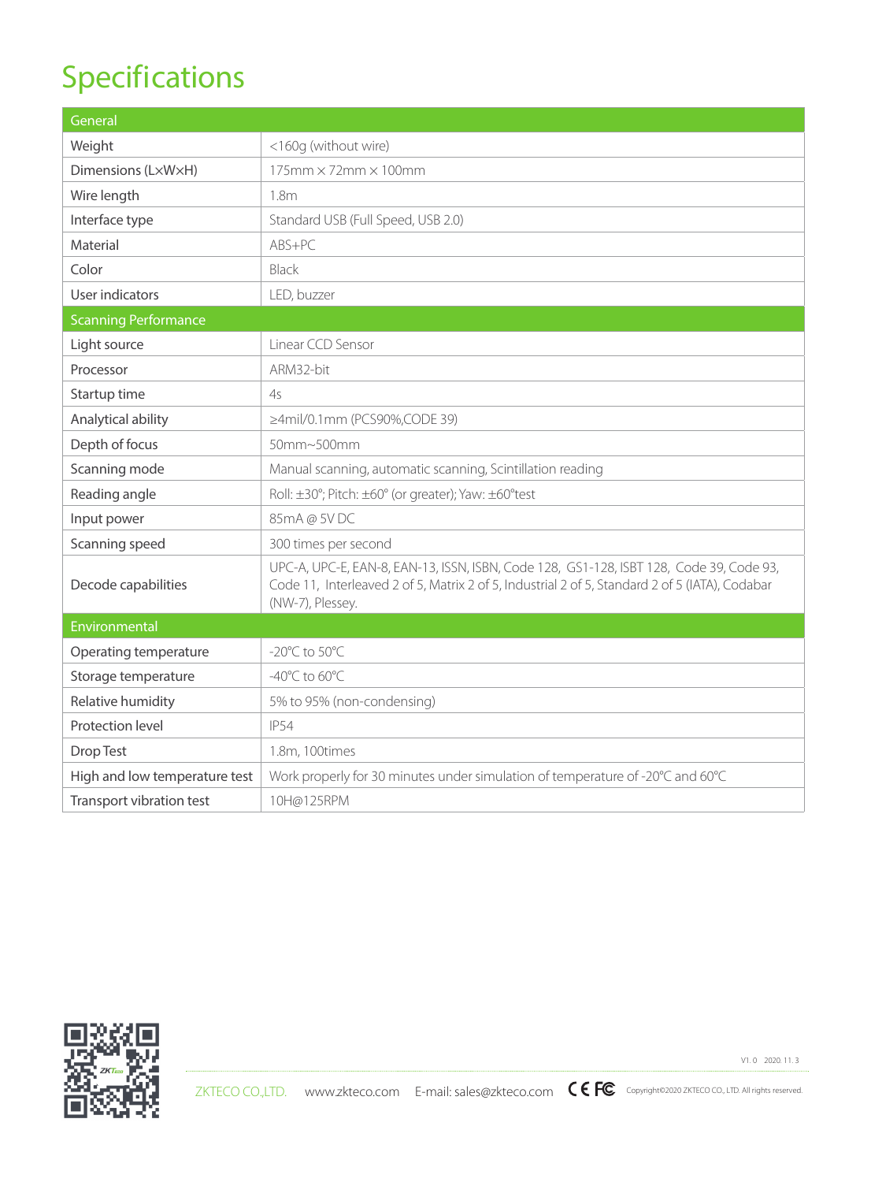# Specifications

| General | |
|---|---|
| Weight | <160g (without wire) |
| Dimensions (L×W×H) | 175mm × 72mm × 100mm |
| Wire length | 1.8m |
| Interface type | Standard USB (Full Speed, USB 2.0) |
| Material | ABS+PC |
| Color | Black |
| User indicators | LED, buzzer |
| **Scanning Performance** | |
| Light source | Linear CCD Sensor |
| Processor | ARM32-bit |
| Startup time | 4s |
| Analytical ability | ≥4mil/0.1mm (PCS90%,CODE 39) |
| Depth of focus | 50mm~500mm |
| Scanning mode | Manual scanning, automatic scanning, Scintillation reading |
| Reading angle | Roll: ±30°; Pitch: ±60° (or greater); Yaw: ±60°test |
| Input power | 85mA @ 5V DC |
| Scanning speed | 300 times per second |
| Decode capabilities | UPC-A, UPC-E, EAN-8, EAN-13, ISSN, ISBN, Code 128, GS1-128, ISBT 128, Code 39, Code 93, Code 11, Interleaved 2 of 5, Matrix 2 of 5, Industrial 2 of 5, Standard 2 of 5 (IATA), Codabar (NW-7), Plessey. |
| **Environmental** | |
| Operating temperature | -20°C to 50°C |
| Storage temperature | -40°C to 60°C |
| Relative humidity | 5% to 95% (non-condensing) |
| Protection level | IP54 |
| Drop Test | 1.8m, 100times |
| High and low temperature test | Work properly for 30 minutes under simulation of temperature of -20°C and 60°C |
| Transport vibration test | 10H@125RPM |

V1.0 2020.11.3

ZKTECO CO.,LTD. www.zkteco.com E-mail: sales@zkteco.com Copyright©2020 ZKTECO CO., LTD. All rights reserved.